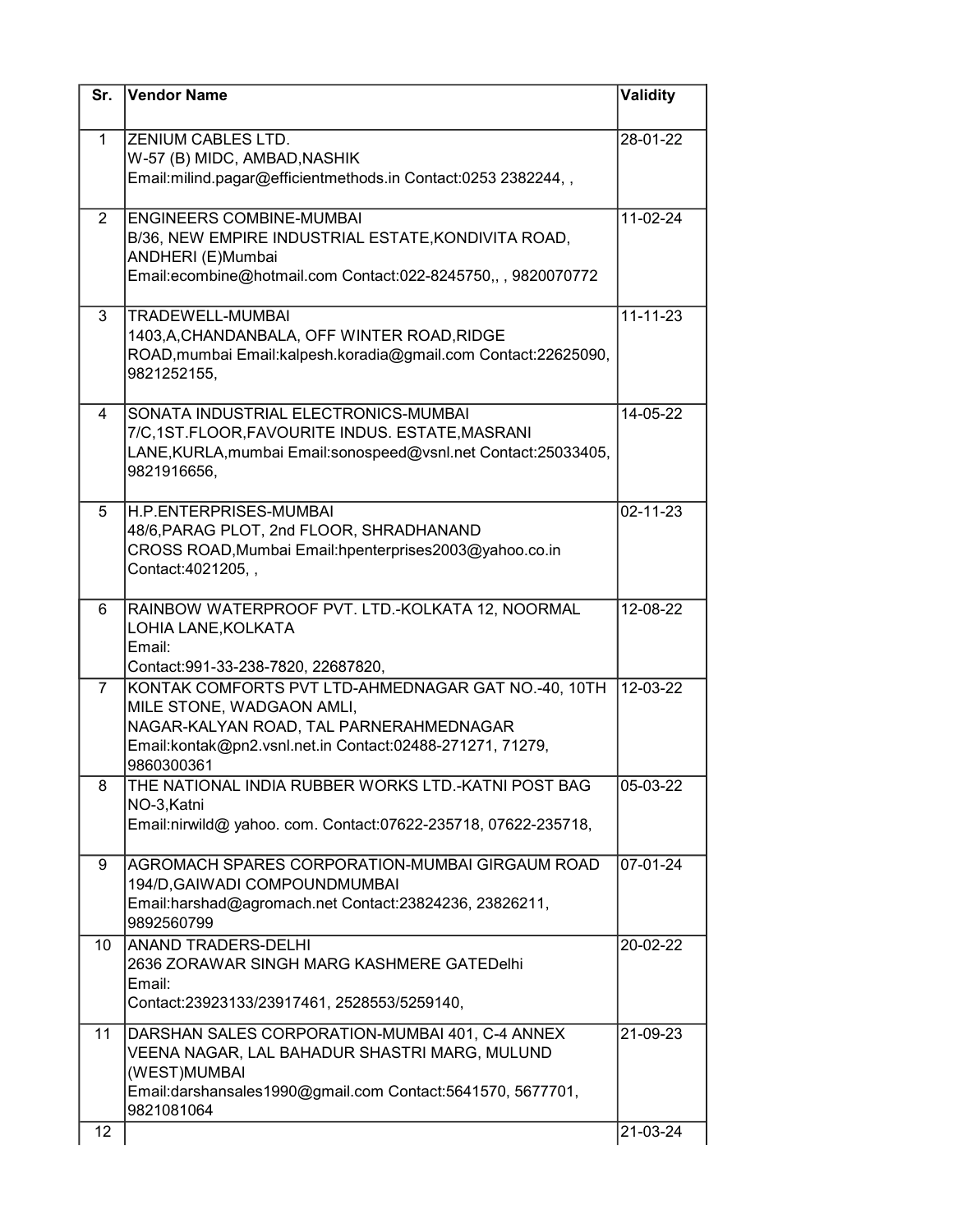| Sr. | Vendor Name | Validity |
|---|---|---|
| 1 | ZENIUM CABLES LTD.<br>W-57 (B) MIDC, AMBAD,NASHIK<br>Email:milind.pagar@efficientmethods.in Contact:0253 2382244, , | 28-01-22 |
| 2 | ENGINEERS COMBINE-MUMBAI<br>B/36, NEW EMPIRE INDUSTRIAL ESTATE,KONDIVITA ROAD, ANDHERI (E)Mumbai<br>Email:ecombine@hotmail.com Contact:022-8245750,, , 9820070772 | 11-02-24 |
| 3 | TRADEWELL-MUMBAI<br>1403,A,CHANDANBALA, OFF WINTER ROAD,RIDGE ROAD,mumbai Email:kalpesh.koradia@gmail.com Contact:22625090, 9821252155, | 11-11-23 |
| 4 | SONATA INDUSTRIAL ELECTRONICS-MUMBAI<br>7/C,1ST.FLOOR,FAVOURITE INDUS. ESTATE,MASRANI LANE,KURLA,mumbai Email:sonospeed@vsnl.net Contact:25033405, 9821916656, | 14-05-22 |
| 5 | H.P.ENTERPRISES-MUMBAI<br>48/6,PARAG PLOT, 2nd FLOOR, SHRADHANAND CROSS ROAD,Mumbai Email:hpenterprises2003@yahoo.co.in Contact:4021205, , | 02-11-23 |
| 6 | RAINBOW WATERPROOF PVT. LTD.-KOLKATA 12, NOORMAL LOHIA LANE,KOLKATA<br>Email:<br>Contact:991-33-238-7820, 22687820, | 12-08-22 |
| 7 | KONTAK COMFORTS PVT LTD-AHMEDNAGAR GAT NO.-40, 10TH MILE STONE, WADGAON AMLI,<br>NAGAR-KALYAN ROAD, TAL PARNERAHMEDNAGAR<br>Email:kontak@pn2.vsnl.net.in Contact:02488-271271, 71279, 9860300361 | 12-03-22 |
| 8 | THE NATIONAL INDIA RUBBER WORKS LTD.-KATNI POST BAG NO-3,Katni<br>Email:nirwild@ yahoo. com. Contact:07622-235718, 07622-235718, | 05-03-22 |
| 9 | AGROMACH SPARES CORPORATION-MUMBAI GIRGAUM ROAD 194/D,GAIWADI COMPOUNDMUMBAI<br>Email:harshad@agromach.net Contact:23824236, 23826211, 9892560799 | 07-01-24 |
| 10 | ANAND TRADERS-DELHI<br>2636 ZORAWAR SINGH MARG KASHMERE GATEDelhi<br>Email:<br>Contact:23923133/23917461, 2528553/5259140, | 20-02-22 |
| 11 | DARSHAN SALES CORPORATION-MUMBAI 401, C-4 ANNEX VEENA NAGAR, LAL BAHADUR SHASTRI MARG, MULUND (WEST)MUMBAI<br>Email:darshansales1990@gmail.com Contact:5641570, 5677701, 9821081064 | 21-09-23 |
| 12 | | 21-03-24 |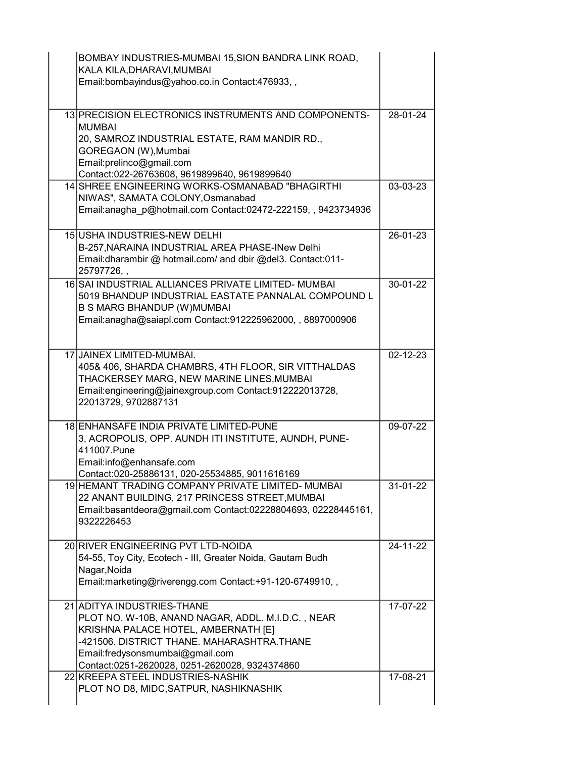| | | |
|---|---|---|
| | BOMBAY INDUSTRIES-MUMBAI 15,SION BANDRA LINK ROAD, KALA KILA,DHARAVI,MUMBAI<br>Email:bombayindus@yahoo.co.in Contact:476933, , | |
| 13 | PRECISION ELECTRONICS INSTRUMENTS AND COMPONENTS-MUMBAI<br>20, SAMROZ INDUSTRIAL ESTATE, RAM MANDIR RD., GOREGAON (W),Mumbai<br>Email:prelinco@gmail.com<br>Contact:022-26763608, 9619899640, 9619899640 | 28-01-24 |
| 14 | SHREE ENGINEERING WORKS-OSMANABAD "BHAGIRTHI NIWAS", SAMATA COLONY,Osmanabad<br>Email:anagha_p@hotmail.com Contact:02472-222159, , 9423734936 | 03-03-23 |
| 15 | USHA INDUSTRIES-NEW DELHI<br>B-257,NARAINA INDUSTRIAL AREA PHASE-INew Delhi<br>Email:dharambir @ hotmail.com/ and dbir @del3. Contact:011-25797726, , | 26-01-23 |
| 16 | SAI INDUSTRIAL ALLIANCES PRIVATE LIMITED- MUMBAI<br>5019 BHANDUP INDUSTRIAL EASTATE PANNALAL COMPOUND L B S MARG BHANDUP (W)MUMBAI<br>Email:anagha@saiapl.com Contact:912225962000, , 8897000906 | 30-01-22 |
| 17 | JAINEX LIMITED-MUMBAI.<br>405& 406, SHARDA CHAMBRS, 4TH FLOOR, SIR VITTHALDAS THACKERSEY MARG, NEW MARINE LINES,MUMBAI<br>Email:engineering@jainexgroup.com Contact:912222013728, 22013729, 9702887131 | 02-12-23 |
| 18 | ENHANSAFE INDIA PRIVATE LIMITED-PUNE<br>3, ACROPOLIS, OPP. AUNDH ITI INSTITUTE, AUNDH, PUNE-411007.Pune<br>Email:info@enhansafe.com<br>Contact:020-25886131, 020-25534885, 9011616169 | 09-07-22 |
| 19 | HEMANT TRADING COMPANY PRIVATE LIMITED- MUMBAI<br>22 ANANT BUILDING, 217 PRINCESS STREET,MUMBAI<br>Email:basantdeora@gmail.com Contact:02228804693, 02228445161, 9322226453 | 31-01-22 |
| 20 | RIVER ENGINEERING PVT LTD-NOIDA<br>54-55, Toy City, Ecotech - III, Greater Noida, Gautam Budh Nagar,Noida<br>Email:marketing@riverengg.com Contact:+91-120-6749910, , | 24-11-22 |
| 21 | ADITYA INDUSTRIES-THANE<br>PLOT NO. W-10B, ANAND NAGAR, ADDL. M.I.D.C. , NEAR KRISHNA PALACE HOTEL, AMBERNATH [E]<br>-421506. DISTRICT THANE. MAHARASHTRA.THANE<br>Email:fredysonsmumbai@gmail.com<br>Contact:0251-2620028, 0251-2620028, 9324374860 | 17-07-22 |
| 22 | KREEPA STEEL INDUSTRIES-NASHIK<br>PLOT NO D8, MIDC,SATPUR, NASHIKNASHIK | 17-08-21 |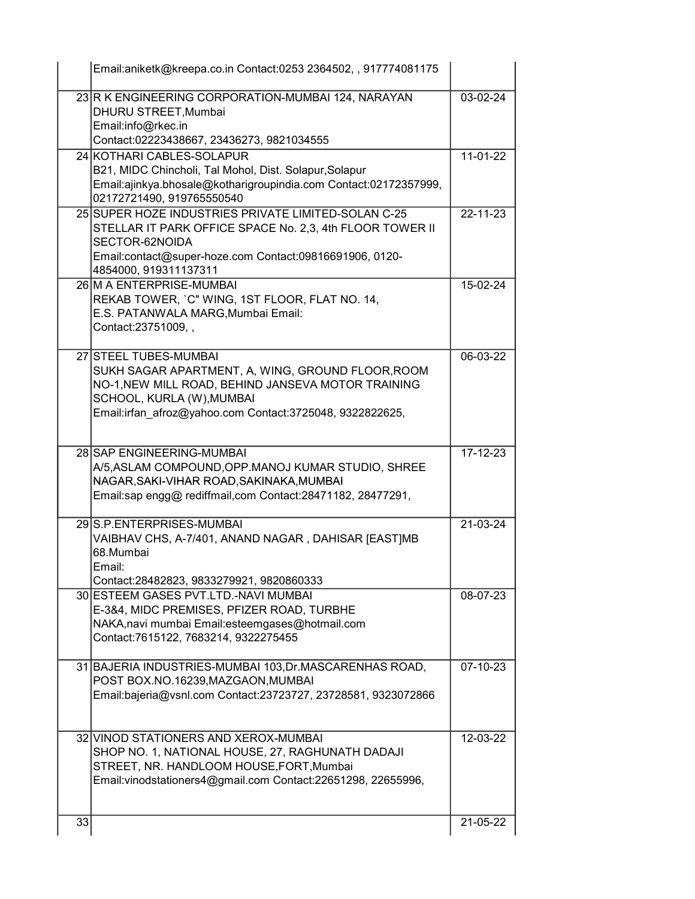| | | |
|---|---|---|
| | Email:aniketk@kreepa.co.in Contact:0253 2364502, , 917774081175 | |
| 23 | R K ENGINEERING CORPORATION-MUMBAI 124, NARAYAN DHURU STREET,Mumbai<br>Email:info@rkec.in<br>Contact:02223438667, 23436273, 9821034555 | 03-02-24 |
| 24 | KOTHARI CABLES-SOLAPUR<br>B21, MIDC Chincholi, Tal Mohol, Dist. Solapur,Solapur<br>Email:ajinkya.bhosale@kotharigroupindia.com Contact:02172357999, 02172721490, 919765550540 | 11-01-22 |
| 25 | SUPER HOZE INDUSTRIES PRIVATE LIMITED-SOLAN C-25 STELLAR IT PARK OFFICE SPACE No. 2,3, 4th FLOOR TOWER II SECTOR-62NOIDA<br>Email:contact@super-hoze.com Contact:09816691906, 0120-4854000, 919311137311 | 22-11-23 |
| 26 | M A ENTERPRISE-MUMBAI<br>REKAB TOWER, `C" WING, 1ST FLOOR, FLAT NO. 14,<br>E.S. PATANWALA MARG,Mumbai Email:<br>Contact:23751009, , | 15-02-24 |
| 27 | STEEL TUBES-MUMBAI<br>SUKH SAGAR APARTMENT, A, WING, GROUND FLOOR,ROOM NO-1,NEW MILL ROAD, BEHIND JANSEVA MOTOR TRAINING SCHOOL, KURLA (W),MUMBAI<br>Email:irfan_afroz@yahoo.com Contact:3725048, 9322822625, | 06-03-22 |
| 28 | SAP ENGINEERING-MUMBAI<br>A/5,ASLAM COMPOUND,OPP.MANOJ KUMAR STUDIO, SHREE NAGAR,SAKI-VIHAR ROAD,SAKINAKA,MUMBAI<br>Email:sap engg@ rediffmail,com Contact:28471182, 28477291, | 17-12-23 |
| 29 | S.P.ENTERPRISES-MUMBAI<br>VAIBHAV CHS, A-7/401, ANAND NAGAR , DAHISAR [EAST]MB 68.Mumbai<br>Email:<br>Contact:28482823, 9833279921, 9820860333 | 21-03-24 |
| 30 | ESTEEM GASES PVT.LTD.-NAVI MUMBAI<br>E-3&4, MIDC PREMISES, PFIZER ROAD, TURBHE NAKA,navi mumbai Email:esteemgases@hotmail.com<br>Contact:7615122, 7683214, 9322275455 | 08-07-23 |
| 31 | BAJERIA INDUSTRIES-MUMBAI 103,Dr.MASCARENHAS ROAD, POST BOX.NO.16239,MAZGAON,MUMBAI<br>Email:bajeria@vsnl.com Contact:23723727, 23728581, 9323072866 | 07-10-23 |
| 32 | VINOD STATIONERS AND XEROX-MUMBAI<br>SHOP NO. 1, NATIONAL HOUSE, 27, RAGHUNATH DADAJI STREET, NR. HANDLOOM HOUSE,FORT,Mumbai<br>Email:vinodstationers4@gmail.com Contact:22651298, 22655996, | 12-03-22 |
| 33 | | 21-05-22 |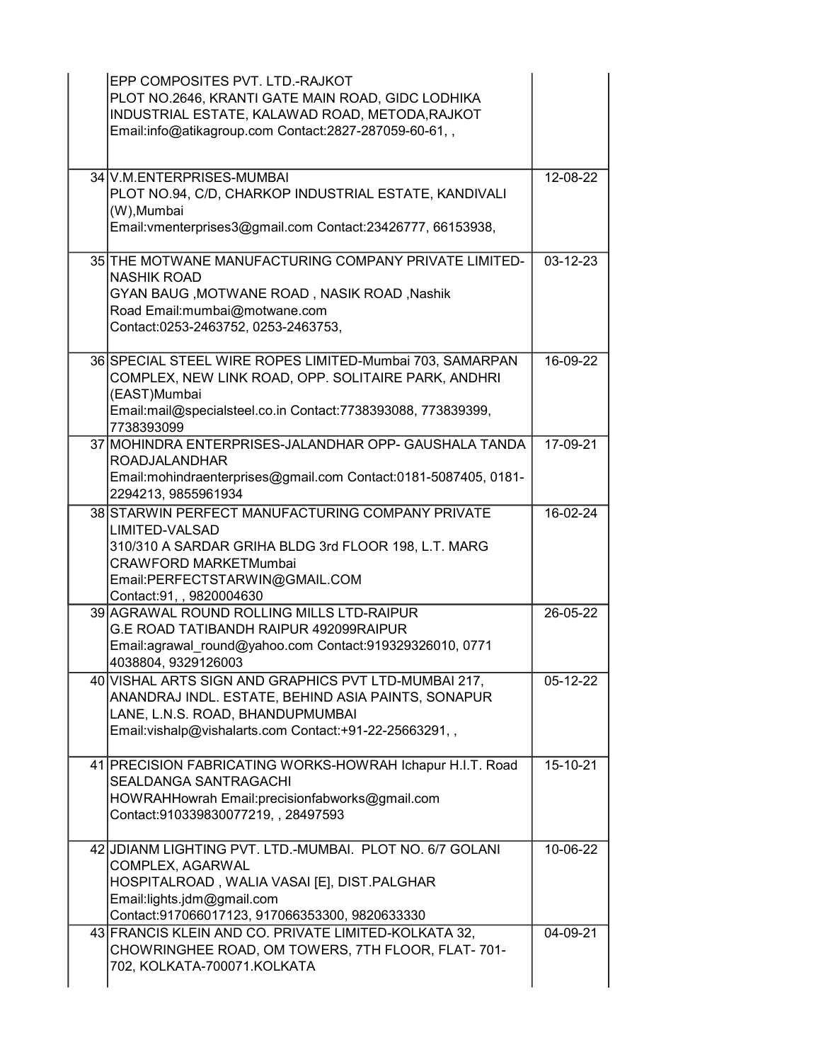| | | |
|---|---|---|
| | EPP COMPOSITES PVT. LTD.-RAJKOT<br>PLOT NO.2646, KRANTI GATE MAIN ROAD, GIDC LODHIKA INDUSTRIAL ESTATE, KALAWAD ROAD, METODA,RAJKOT<br>Email:info@atikagroup.com Contact:2827-287059-60-61, , | |
| 34 | V.M.ENTERPRISES-MUMBAI<br>PLOT NO.94, C/D, CHARKOP INDUSTRIAL ESTATE, KANDIVALI (W),Mumbai<br>Email:vmenterprises3@gmail.com Contact:23426777, 66153938, | 12-08-22 |
| 35 | THE MOTWANE MANUFACTURING COMPANY PRIVATE LIMITED-NASHIK ROAD<br>GYAN BAUG ,MOTWANE ROAD , NASIK ROAD ,Nashik Road Email:mumbai@motwane.com<br>Contact:0253-2463752, 0253-2463753, | 03-12-23 |
| 36 | SPECIAL STEEL WIRE ROPES LIMITED-Mumbai 703, SAMARPAN COMPLEX, NEW LINK ROAD, OPP. SOLITAIRE PARK, ANDHRI (EAST)Mumbai<br>Email:mail@specialsteel.co.in Contact:7738393088, 773839399, 7738393099 | 16-09-22 |
| 37 | MOHINDRA ENTERPRISES-JALANDHAR OPP- GAUSHALA TANDA ROADJALANDHAR<br>Email:mohindraenterprises@gmail.com Contact:0181-5087405, 0181-2294213, 9855961934 | 17-09-21 |
| 38 | STARWIN PERFECT MANUFACTURING COMPANY PRIVATE LIMITED-VALSAD<br>310/310 A SARDAR GRIHA BLDG 3rd FLOOR 198, L.T. MARG CRAWFORD MARKETMumbai<br>Email:PERFECTSTARWIN@GMAIL.COM<br>Contact:91, , 9820004630 | 16-02-24 |
| 39 | AGRAWAL ROUND ROLLING MILLS LTD-RAIPUR<br>G.E ROAD TATIBANDH RAIPUR 492099RAIPUR<br>Email:agrawal_round@yahoo.com Contact:919329326010, 0771 4038804, 9329126003 | 26-05-22 |
| 40 | VISHAL ARTS SIGN AND GRAPHICS PVT LTD-MUMBAI 217, ANANDRAJ INDL. ESTATE, BEHIND ASIA PAINTS, SONAPUR LANE, L.N.S. ROAD, BHANDUPMUMBAI<br>Email:vishalp@vishalarts.com Contact:+91-22-25663291, , | 05-12-22 |
| 41 | PRECISION FABRICATING WORKS-HOWRAH Ichapur H.I.T. Road SEALDANGA SANTRAGACHI<br>HOWRAHHowrah Email:precisionfabworks@gmail.com<br>Contact:910339830077219, , 28497593 | 15-10-21 |
| 42 | JDIANM LIGHTING PVT. LTD.-MUMBAI. PLOT NO. 6/7 GOLANI COMPLEX, AGARWAL<br>HOSPITALROAD , WALIA VASAI [E], DIST.PALGHAR<br>Email:lights.jdm@gmail.com<br>Contact:917066017123, 917066353300, 9820633330 | 10-06-22 |
| 43 | FRANCIS KLEIN AND CO. PRIVATE LIMITED-KOLKATA 32, CHOWRINGHEE ROAD, OM TOWERS, 7TH FLOOR, FLAT- 701-702, KOLKATA-700071.KOLKATA | 04-09-21 |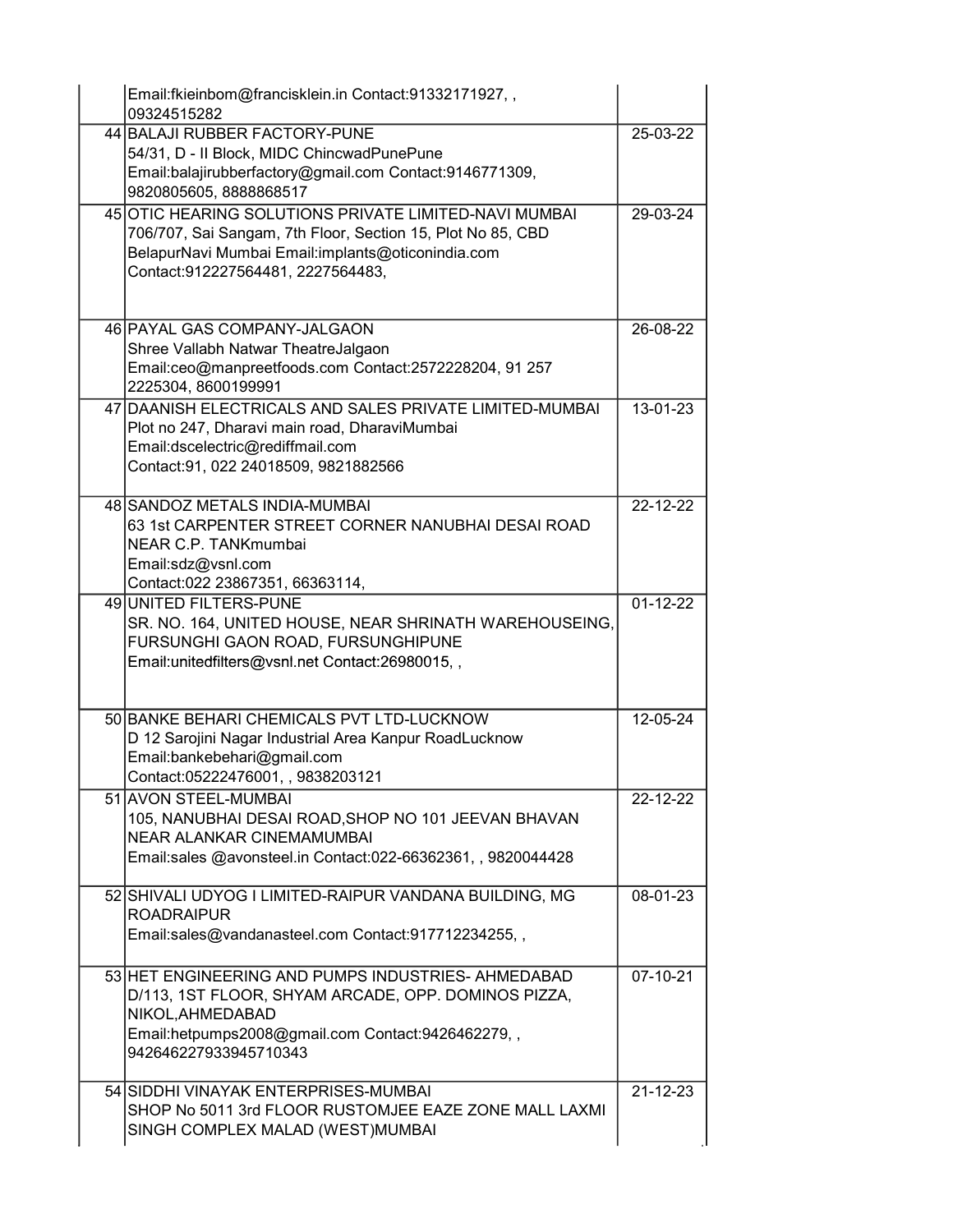| | | |
|---|---|---|
| | Email:fkieinbom@francisklein.in Contact:91332171927, , 09324515282 | |
| 44 | BALAJI RUBBER FACTORY-PUNE<br>54/31, D - II Block, MIDC ChincwadPunePune<br>Email:balajirubberfactory@gmail.com Contact:9146771309, 9820805605, 8888868517 | 25-03-22 |
| 45 | OTIC HEARING SOLUTIONS PRIVATE LIMITED-NAVI MUMBAI<br>706/707, Sai Sangam, 7th Floor, Section 15, Plot No 85, CBD BelapurNavi Mumbai Email:implants@oticonindia.com<br>Contact:912227564481, 2227564483, | 29-03-24 |
| 46 | PAYAL GAS COMPANY-JALGAON<br>Shree Vallabh Natwar TheatreJalgaon<br>Email:ceo@manpreetfoods.com Contact:2572228204, 91 257 2225304, 8600199991 | 26-08-22 |
| 47 | DAANISH ELECTRICALS AND SALES PRIVATE LIMITED-MUMBAI<br>Plot no 247, Dharavi main road, DharaviMumbai<br>Email:dscelectric@rediffmail.com<br>Contact:91, 022 24018509, 9821882566 | 13-01-23 |
| 48 | SANDOZ METALS INDIA-MUMBAI<br>63 1st CARPENTER STREET CORNER NANUBHAI DESAI ROAD NEAR C.P. TANKmumbai<br>Email:sdz@vsnl.com<br>Contact:022 23867351, 66363114, | 22-12-22 |
| 49 | UNITED FILTERS-PUNE<br>SR. NO. 164, UNITED HOUSE, NEAR SHRINATH WAREHOUSEING, FURSUNGHI GAON ROAD, FURSUNGHIPUNE<br>Email:unitedfilters@vsnl.net Contact:26980015, , | 01-12-22 |
| 50 | BANKE BEHARI CHEMICALS PVT LTD-LUCKNOW<br>D 12 Sarojini Nagar Industrial Area Kanpur RoadLucknow<br>Email:bankebehari@gmail.com<br>Contact:05222476001, , 9838203121 | 12-05-24 |
| 51 | AVON STEEL-MUMBAI<br>105, NANUBHAI DESAI ROAD,SHOP NO 101 JEEVAN BHAVAN NEAR ALANKAR CINEMAMUMBAI<br>Email:sales @avonsteel.in Contact:022-66362361, , 9820044428 | 22-12-22 |
| 52 | SHIVALI UDYOG I LIMITED-RAIPUR VANDANA BUILDING, MG ROADRAIPUR<br>Email:sales@vandanasteel.com Contact:917712234255, , | 08-01-23 |
| 53 | HET ENGINEERING AND PUMPS INDUSTRIES- AHMEDABAD<br>D/113, 1ST FLOOR, SHYAM ARCADE, OPP. DOMINOS PIZZA, NIKOL,AHMEDABAD<br>Email:hetpumps2008@gmail.com Contact:9426462279, , 942646227933945710343 | 07-10-21 |
| 54 | SIDDHI VINAYAK ENTERPRISES-MUMBAI<br>SHOP No 5011 3rd FLOOR RUSTOMJEE EAZE ZONE MALL LAXMI SINGH COMPLEX MALAD (WEST)MUMBAI | 21-12-23 |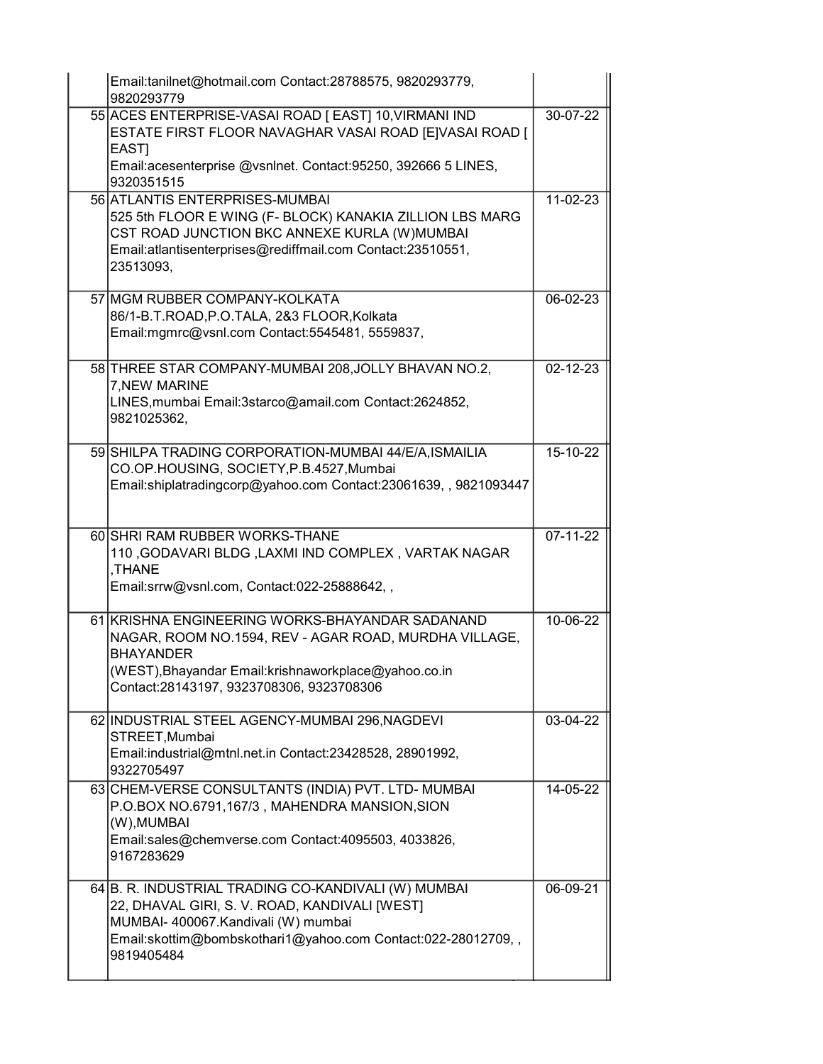| | | |
|---|---|---|
| | Email:tanilnet@hotmail.com Contact:28788575, 9820293779, 9820293779 | |
| 55 | ACES ENTERPRISE-VASAI ROAD [ EAST] 10,VIRMANI IND ESTATE FIRST FLOOR NAVAGHAR VASAI ROAD [E]VASAI ROAD [ EAST]<br>Email:acesenterprise @vsnlnet. Contact:95250, 392666 5 LINES, 9320351515 | 30-07-22 |
| 56 | ATLANTIS ENTERPRISES-MUMBAI<br>525 5th FLOOR E WING (F- BLOCK) KANAKIA ZILLION LBS MARG CST ROAD JUNCTION BKC ANNEXE KURLA (W)MUMBAI<br>Email:atlantisenterprises@rediffmail.com Contact:23510551, 23513093, | 11-02-23 |
| 57 | MGM RUBBER COMPANY-KOLKATA<br>86/1-B.T.ROAD,P.O.TALA, 2&3 FLOOR,Kolkata<br>Email:mgmrc@vsnl.com Contact:5545481, 5559837, | 06-02-23 |
| 58 | THREE STAR COMPANY-MUMBAI 208,JOLLY BHAVAN NO.2, 7,NEW MARINE LINES,mumbai Email:3starco@amail.com Contact:2624852, 9821025362, | 02-12-23 |
| 59 | SHILPA TRADING CORPORATION-MUMBAI 44/E/A,ISMAILIA CO.OP.HOUSING, SOCIETY,P.B.4527,Mumbai<br>Email:shiplatradingcorp@yahoo.com Contact:23061639, , 9821093447 | 15-10-22 |
| 60 | SHRI RAM RUBBER WORKS-THANE<br>110 ,GODAVARI BLDG ,LAXMI IND COMPLEX , VARTAK NAGAR ,THANE<br>Email:srrw@vsnl.com, Contact:022-25888642, , | 07-11-22 |
| 61 | KRISHNA ENGINEERING WORKS-BHAYANDAR SADANAND NAGAR, ROOM NO.1594, REV - AGAR ROAD, MURDHA VILLAGE, BHAYANDER (WEST),Bhayandar Email:krishnaworkplace@yahoo.co.in Contact:28143197, 9323708306, 9323708306 | 10-06-22 |
| 62 | INDUSTRIAL STEEL AGENCY-MUMBAI 296,NAGDEVI STREET,Mumbai<br>Email:industrial@mtnl.net.in Contact:23428528, 28901992, 9322705497 | 03-04-22 |
| 63 | CHEM-VERSE CONSULTANTS (INDIA) PVT. LTD- MUMBAI P.O.BOX NO.6791,167/3 , MAHENDRA MANSION,SION (W),MUMBAI<br>Email:sales@chemverse.com Contact:4095503, 4033826, 9167283629 | 14-05-22 |
| 64 | B. R. INDUSTRIAL TRADING CO-KANDIVALI (W) MUMBAI<br>22, DHAVAL GIRI, S. V. ROAD, KANDIVALI [WEST] MUMBAI- 400067.Kandivali (W) mumbai<br>Email:skottim@bombskothari1@yahoo.com Contact:022-28012709, , 9819405484 | 06-09-21 |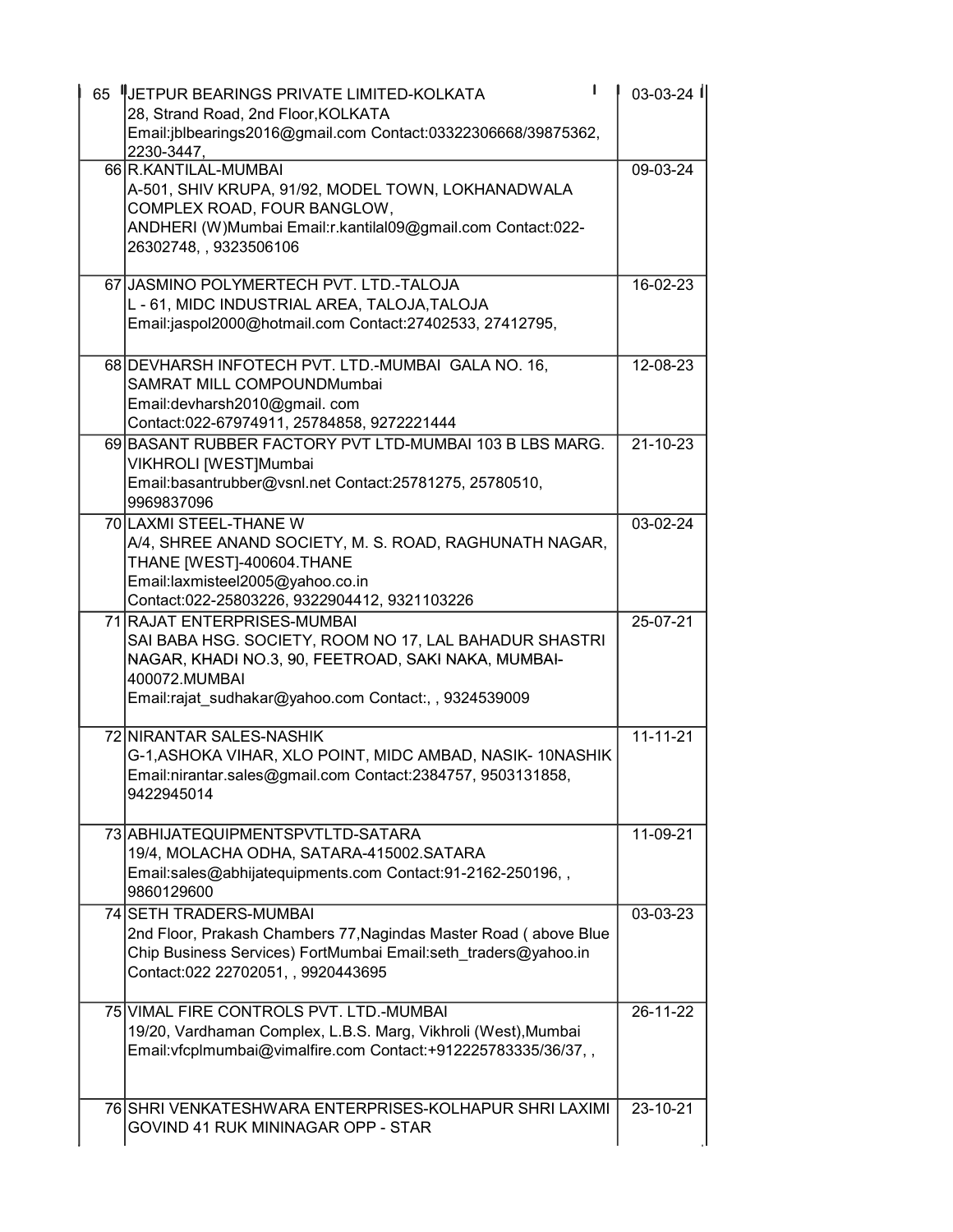| | | |
|---|---|---|
| 65 | JETPUR BEARINGS PRIVATE LIMITED-KOLKATA<br>28, Strand Road, 2nd Floor,KOLKATA<br>Email:jblbearings2016@gmail.com Contact:03322306668/39875362, 2230-3447, | 03-03-24 |
| 66 | R.KANTILAL-MUMBAI<br>A-501, SHIV KRUPA, 91/92, MODEL TOWN, LOKHANADWALA COMPLEX ROAD, FOUR BANGLOW,<br>ANDHERI (W)Mumbai Email:r.kantilal09@gmail.com Contact:022-26302748, , 9323506106 | 09-03-24 |
| 67 | JASMINO POLYMERTECH PVT. LTD.-TALOJA<br>L - 61, MIDC INDUSTRIAL AREA, TALOJA,TALOJA<br>Email:jaspol2000@hotmail.com Contact:27402533, 27412795, | 16-02-23 |
| 68 | DEVHARSH INFOTECH PVT. LTD.-MUMBAI GALA NO. 16, SAMRAT MILL COMPOUNDMumbai<br>Email:devharsh2010@gmail. com<br>Contact:022-67974911, 25784858, 9272221444 | 12-08-23 |
| 69 | BASANT RUBBER FACTORY PVT LTD-MUMBAI 103 B LBS MARG. VIKHROLI [WEST]Mumbai<br>Email:basantrubber@vsnl.net Contact:25781275, 25780510, 9969837096 | 21-10-23 |
| 70 | LAXMI STEEL-THANE W<br>A/4, SHREE ANAND SOCIETY, M. S. ROAD, RAGHUNATH NAGAR, THANE [WEST]-400604.THANE<br>Email:laxmisteel2005@yahoo.co.in<br>Contact:022-25803226, 9322904412, 9321103226 | 03-02-24 |
| 71 | RAJAT ENTERPRISES-MUMBAI<br>SAI BABA HSG. SOCIETY, ROOM NO 17, LAL BAHADUR SHASTRI NAGAR, KHADI NO.3, 90, FEETROAD, SAKI NAKA, MUMBAI-400072.MUMBAI<br>Email:rajat_sudhakar@yahoo.com Contact:, , 9324539009 | 25-07-21 |
| 72 | NIRANTAR SALES-NASHIK<br>G-1,ASHOKA VIHAR, XLO POINT, MIDC AMBAD, NASIK- 10NASHIK<br>Email:nirantar.sales@gmail.com Contact:2384757, 9503131858, 9422945014 | 11-11-21 |
| 73 | ABHIJATEQUIPMENTSPVTLTD-SATARA<br>19/4, MOLACHA ODHA, SATARA-415002.SATARA<br>Email:sales@abhijatequipments.com Contact:91-2162-250196, , 9860129600 | 11-09-21 |
| 74 | SETH TRADERS-MUMBAI<br>2nd Floor, Prakash Chambers 77,Nagindas Master Road ( above Blue Chip Business Services) FortMumbai Email:seth_traders@yahoo.in<br>Contact:022 22702051, , 9920443695 | 03-03-23 |
| 75 | VIMAL FIRE CONTROLS PVT. LTD.-MUMBAI<br>19/20, Vardhaman Complex, L.B.S. Marg, Vikhroli (West),Mumbai<br>Email:vfcplmumbai@vimalfire.com Contact:+912225783335/36/37, , | 26-11-22 |
| 76 | SHRI VENKATESHWARA ENTERPRISES-KOLHAPUR SHRI LAXIMI GOVIND 41 RUK MININAGAR OPP - STAR | 23-10-21 |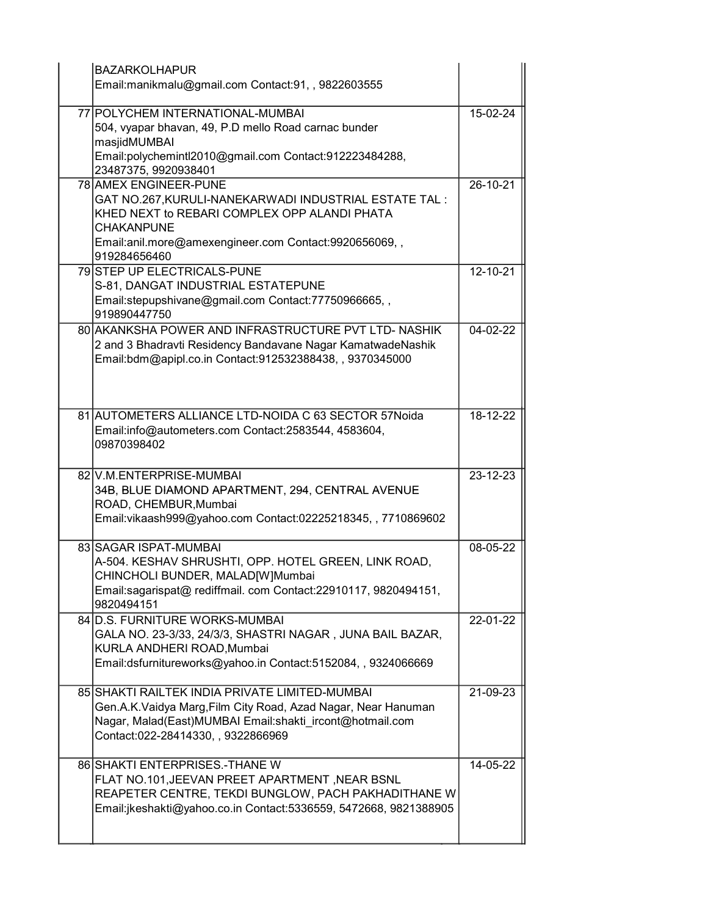| | | |
|---|---|---|
| | BAZARKOLHAPUR<br>Email:manikmalu@gmail.com Contact:91, , 9822603555 | |
| 77 | POLYCHEM INTERNATIONAL-MUMBAI<br>504, vyapar bhavan, 49, P.D mello Road carnac bunder masjidMUMBAI<br>Email:polychemintl2010@gmail.com Contact:912223484288, 23487375, 9920938401 | 15-02-24 |
| 78 | AMEX ENGINEER-PUNE<br>GAT NO.267,KURULI-NANEKARWADI INDUSTRIAL ESTATE TAL : KHED NEXT to REBARI COMPLEX OPP ALANDI PHATA CHAKANPUNE<br>Email:anil.more@amexengineer.com Contact:9920656069, , 919284656460 | 26-10-21 |
| 79 | STEP UP ELECTRICALS-PUNE<br>S-81, DANGAT INDUSTRIAL ESTATEPUNE<br>Email:stepupshivane@gmail.com Contact:77750966665, , 919890447750 | 12-10-21 |
| 80 | AKANKSHA POWER AND INFRASTRUCTURE PVT LTD- NASHIK<br>2 and 3 Bhadravti Residency Bandavane Nagar KamatwadeNashik<br>Email:bdm@apipl.co.in Contact:912532388438, , 9370345000 | 04-02-22 |
| 81 | AUTOMETERS ALLIANCE LTD-NOIDA C 63 SECTOR 57Noida<br>Email:info@autometers.com Contact:2583544, 4583604, 09870398402 | 18-12-22 |
| 82 | V.M.ENTERPRISE-MUMBAI<br>34B, BLUE DIAMOND APARTMENT, 294, CENTRAL AVENUE ROAD, CHEMBUR,Mumbai<br>Email:vikaash999@yahoo.com Contact:02225218345, , 7710869602 | 23-12-23 |
| 83 | SAGAR ISPAT-MUMBAI<br>A-504. KESHAV SHRUSHTI, OPP. HOTEL GREEN, LINK ROAD, CHINCHOLI BUNDER, MALAD[W]Mumbai<br>Email:sagarispat@ rediffmail. com Contact:22910117, 9820494151, 9820494151 | 08-05-22 |
| 84 | D.S. FURNITURE WORKS-MUMBAI<br>GALA NO. 23-3/33, 24/3/3, SHASTRI NAGAR , JUNA BAIL BAZAR, KURLA ANDHERI ROAD,Mumbai<br>Email:dsfurnitureworks@yahoo.in Contact:5152084, , 9324066669 | 22-01-22 |
| 85 | SHAKTI RAILTEK INDIA PRIVATE LIMITED-MUMBAI<br>Gen.A.K.Vaidya Marg,Film City Road, Azad Nagar, Near Hanuman Nagar, Malad(East)MUMBAI Email:shakti_ircont@hotmail.com Contact:022-28414330, , 9322866969 | 21-09-23 |
| 86 | SHAKTI ENTERPRISES.-THANE W<br>FLAT NO.101,JEEVAN PREET APARTMENT ,NEAR BSNL REAPETER CENTRE, TEKDI BUNGLOW, PACH PAKHADITHANE W<br>Email:jkeshakti@yahoo.co.in Contact:5336559, 5472668, 9821388905 | 14-05-22 |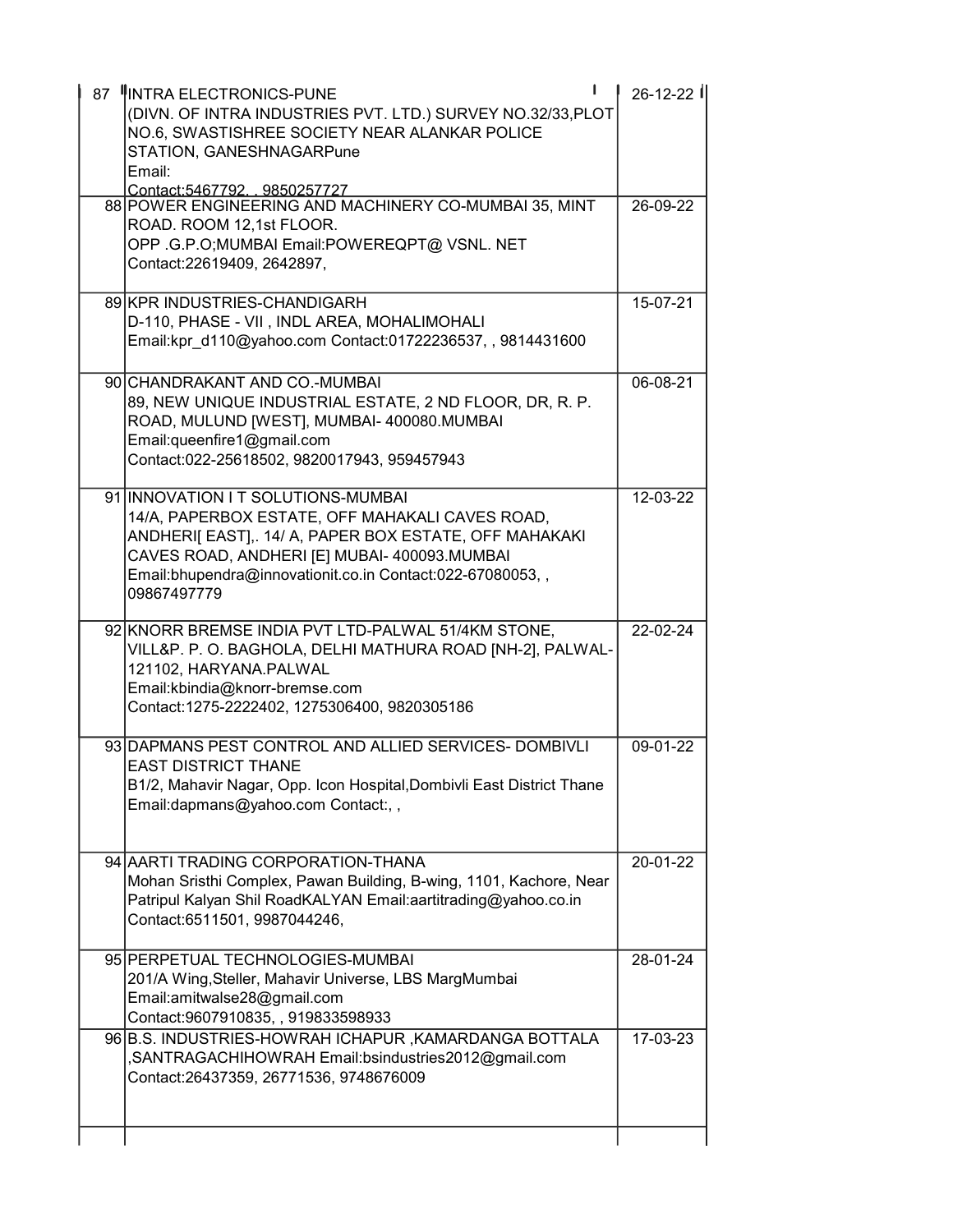| | | |
|---|---|---|
| 87 | INTRA ELECTRONICS-PUNE<br>(DIVN. OF INTRA INDUSTRIES PVT. LTD.) SURVEY NO.32/33,PLOT NO.6, SWASTISHREE SOCIETY NEAR ALANKAR POLICE STATION, GANESHNAGARPune<br>Email:<br>Contact:5467792, , 9850257727 | 26-12-22 |
| 88 | POWER ENGINEERING AND MACHINERY CO-MUMBAI 35, MINT ROAD. ROOM 12,1st FLOOR.<br>OPP .G.P.O;MUMBAI Email:POWEREQPT@ VSNL. NET<br>Contact:22619409, 2642897, | 26-09-22 |
| 89 | KPR INDUSTRIES-CHANDIGARH<br>D-110, PHASE - VII , INDL AREA, MOHALIMOHALI<br>Email:kpr_d110@yahoo.com Contact:01722236537, , 9814431600 | 15-07-21 |
| 90 | CHANDRAKANT AND CO.-MUMBAI<br>89, NEW UNIQUE INDUSTRIAL ESTATE, 2 ND FLOOR, DR, R. P. ROAD, MULUND [WEST], MUMBAI- 400080.MUMBAI<br>Email:queenfire1@gmail.com<br>Contact:022-25618502, 9820017943, 959457943 | 06-08-21 |
| 91 | INNOVATION I T SOLUTIONS-MUMBAI<br>14/A, PAPERBOX ESTATE, OFF MAHAKALI CAVES ROAD, ANDHERI[ EAST],. 14/ A, PAPER BOX ESTATE, OFF MAHAKAKI CAVES ROAD, ANDHERI [E] MUBAI- 400093.MUMBAI<br>Email:bhupendra@innovationit.co.in Contact:022-67080053, , 09867497779 | 12-03-22 |
| 92 | KNORR BREMSE INDIA PVT LTD-PALWAL 51/4KM STONE, VILL&P. P. O. BAGHOLA, DELHI MATHURA ROAD [NH-2], PALWAL-121102, HARYANA.PALWAL<br>Email:kbindia@knorr-bremse.com<br>Contact:1275-2222402, 1275306400, 9820305186 | 22-02-24 |
| 93 | DAPMANS PEST CONTROL AND ALLIED SERVICES- DOMBIVLI EAST DISTRICT THANE<br>B1/2, Mahavir Nagar, Opp. Icon Hospital,Dombivli East District Thane<br>Email:dapmans@yahoo.com Contact:, , | 09-01-22 |
| 94 | AARTI TRADING CORPORATION-THANA<br>Mohan Sristhi Complex, Pawan Building, B-wing, 1101, Kachore, Near Patripul Kalyan Shil RoadKALYAN Email:aartitrading@yahoo.co.in<br>Contact:6511501, 9987044246, | 20-01-22 |
| 95 | PERPETUAL TECHNOLOGIES-MUMBAI<br>201/A Wing,Steller, Mahavir Universe, LBS MargMumbai<br>Email:amitwalse28@gmail.com<br>Contact:9607910835, , 919833598933 | 28-01-24 |
| 96 | B.S. INDUSTRIES-HOWRAH ICHAPUR ,KAMARDANGA BOTTALA ,SANTRAGACHIHOWRAH Email:bsindustries2012@gmail.com<br>Contact:26437359, 26771536, 9748676009 | 17-03-23 |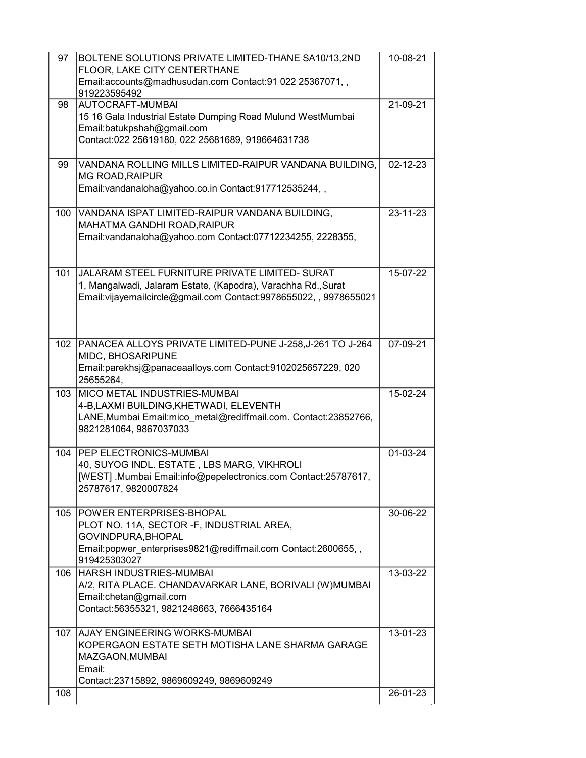| | | |
|---|---|---|
| 97 | BOLTENE SOLUTIONS PRIVATE LIMITED-THANE SA10/13,2ND FLOOR, LAKE CITY CENTERTHANE Email:accounts@madhusudan.com Contact:91 022 25367071, , 919223595492 | 10-08-21 |
| 98 | AUTOCRAFT-MUMBAI 15 16 Gala Industrial Estate Dumping Road Mulund WestMumbai Email:batukpshah@gmail.com Contact:022 25619180, 022 25681689, 919664631738 | 21-09-21 |
| 99 | VANDANA ROLLING MILLS LIMITED-RAIPUR VANDANA BUILDING, MG ROAD,RAIPUR Email:vandanaloha@yahoo.co.in Contact:917712535244, , | 02-12-23 |
| 100 | VANDANA ISPAT LIMITED-RAIPUR VANDANA BUILDING, MAHATMA GANDHI ROAD,RAIPUR Email:vandanaloha@yahoo.com Contact:07712234255, 2228355, | 23-11-23 |
| 101 | JALARAM STEEL FURNITURE PRIVATE LIMITED- SURAT 1, Mangalwadi, Jalaram Estate, (Kapodra), Varachha Rd.,Surat Email:vijayemailcircle@gmail.com Contact:9978655022, , 9978655021 | 15-07-22 |
| 102 | PANACEA ALLOYS PRIVATE LIMITED-PUNE J-258,J-261 TO J-264 MIDC, BHOSARIPUNE Email:parekhsj@panaceaalloys.com Contact:9102025657229, 020 25655264, | 07-09-21 |
| 103 | MICO METAL INDUSTRIES-MUMBAI 4-B,LAXMI BUILDING,KHETWADI, ELEVENTH LANE,Mumbai Email:mico_metal@rediffmail.com. Contact:23852766, 9821281064, 9867037033 | 15-02-24 |
| 104 | PEP ELECTRONICS-MUMBAI 40, SUYOG INDL. ESTATE , LBS MARG, VIKHROLI [WEST] .Mumbai Email:info@pepelectronics.com Contact:25787617, 25787617, 9820007824 | 01-03-24 |
| 105 | POWER ENTERPRISES-BHOPAL PLOT NO. 11A, SECTOR -F, INDUSTRIAL AREA, GOVINDPURA,BHOPAL Email:popwer_enterprises9821@rediffmail.com Contact:2600655, , 919425303027 | 30-06-22 |
| 106 | HARSH INDUSTRIES-MUMBAI A/2, RITA PLACE. CHANDAVARKAR LANE, BORIVALI (W)MUMBAI Email:chetan@gmail.com Contact:56355321, 9821248663, 7666435164 | 13-03-22 |
| 107 | AJAY ENGINEERING WORKS-MUMBAI KOPERGAON ESTATE SETH MOTISHA LANE SHARMA GARAGE MAZGAON,MUMBAI Email: Contact:23715892, 9869609249, 9869609249 | 13-01-23 |
| 108 | | 26-01-23 |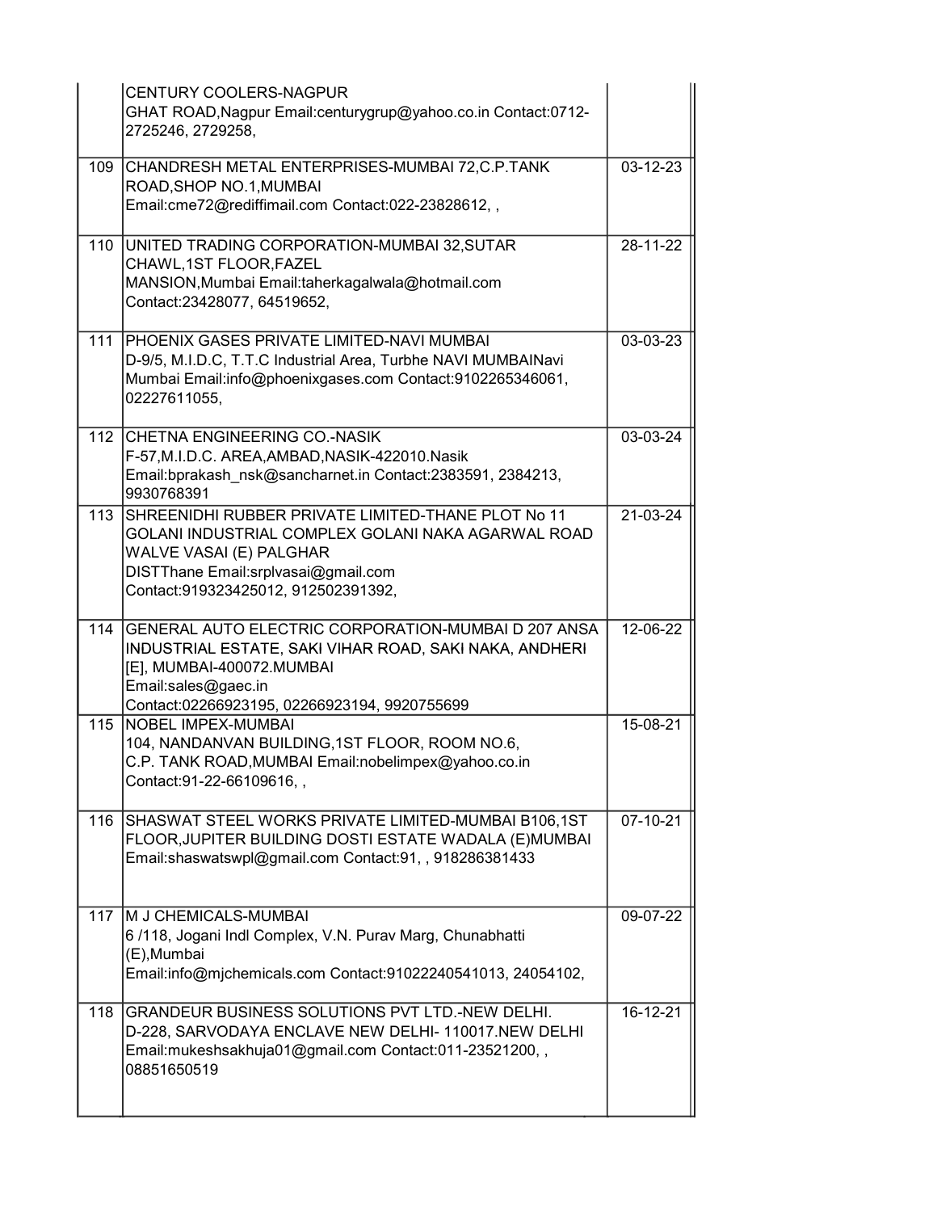| | | |
|---|---|---|
| | CENTURY COOLERS-NAGPUR GHAT ROAD,Nagpur Email:centurygrup@yahoo.co.in Contact:0712-2725246, 2729258, | |
| 109 | CHANDRESH METAL ENTERPRISES-MUMBAI 72,C.P.TANK ROAD,SHOP NO.1,MUMBAI Email:cme72@rediffimail.com Contact:022-23828612, , | 03-12-23 |
| 110 | UNITED TRADING CORPORATION-MUMBAI 32,SUTAR CHAWL,1ST FLOOR,FAZEL MANSION,Mumbai Email:taherkagalwala@hotmail.com Contact:23428077, 64519652, | 28-11-22 |
| 111 | PHOENIX GASES PRIVATE LIMITED-NAVI MUMBAI D-9/5, M.I.D.C, T.T.C Industrial Area, Turbhe NAVI MUMBAINavi Mumbai Email:info@phoenixgases.com Contact:9102265346061, 02227611055, | 03-03-23 |
| 112 | CHETNA ENGINEERING CO.-NASIK F-57,M.I.D.C. AREA,AMBAD,NASIK-422010.Nasik Email:bprakash_nsk@sancharnet.in Contact:2383591, 2384213, 9930768391 | 03-03-24 |
| 113 | SHREENIDHI RUBBER PRIVATE LIMITED-THANE PLOT No 11 GOLANI INDUSTRIAL COMPLEX GOLANI NAKA AGARWAL ROAD WALVE VASAI (E) PALGHAR DISTThane Email:srplvasai@gmail.com Contact:919323425012, 912502391392, | 21-03-24 |
| 114 | GENERAL AUTO ELECTRIC CORPORATION-MUMBAI D 207 ANSA INDUSTRIAL ESTATE, SAKI VIHAR ROAD, SAKI NAKA, ANDHERI [E], MUMBAI-400072.MUMBAI Email:sales@gaec.in Contact:02266923195, 02266923194, 9920755699 | 12-06-22 |
| 115 | NOBEL IMPEX-MUMBAI 104, NANDANVAN BUILDING,1ST FLOOR, ROOM NO.6, C.P. TANK ROAD,MUMBAI Email:nobelimpex@yahoo.co.in Contact:91-22-66109616, , | 15-08-21 |
| 116 | SHASWAT STEEL WORKS PRIVATE LIMITED-MUMBAI B106,1ST FLOOR,JUPITER BUILDING DOSTI ESTATE WADALA (E)MUMBAI Email:shaswatswpl@gmail.com Contact:91, , 918286381433 | 07-10-21 |
| 117 | M J CHEMICALS-MUMBAI 6 /118, Jogani Indl Complex, V.N. Purav Marg, Chunabhatti (E),Mumbai Email:info@mjchemicals.com Contact:91022240541013, 24054102, | 09-07-22 |
| 118 | GRANDEUR BUSINESS SOLUTIONS PVT LTD.-NEW DELHI. D-228, SARVODAYA ENCLAVE NEW DELHI- 110017.NEW DELHI Email:mukeshsakhuja01@gmail.com Contact:011-23521200, , 08851650519 | 16-12-21 |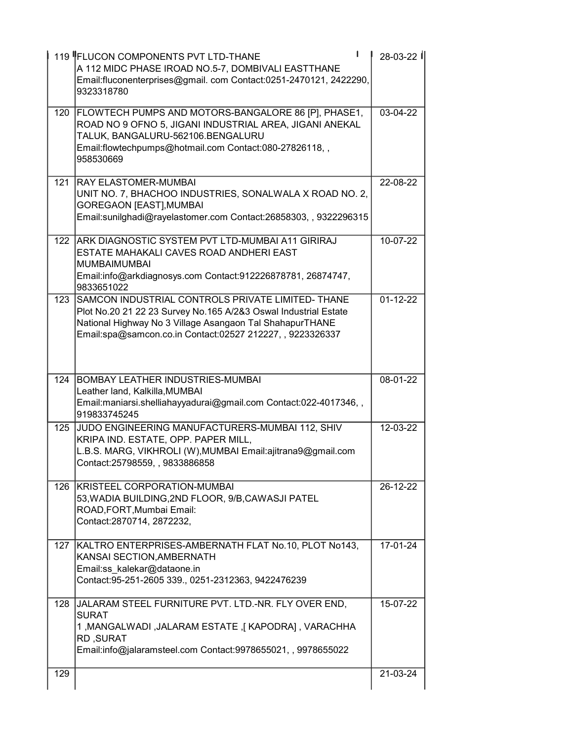| | | |
|---|---|---|
| 119 | FLUCON COMPONENTS PVT LTD-THANE<br>A 112 MIDC PHASE IROAD NO.5-7, DOMBIVALI EASTTHANE<br>Email:fluconenterprises@gmail. com Contact:0251-2470121, 2422290, 9323318780 | 28-03-22 |
| 120 | FLOWTECH PUMPS AND MOTORS-BANGALORE 86 [P], PHASE1, ROAD NO 9 OFNO 5, JIGANI INDUSTRIAL AREA, JIGANI ANEKAL TALUK, BANGALURU-562106.BENGALURU<br>Email:flowtechpumps@hotmail.com Contact:080-27826118, , 958530669 | 03-04-22 |
| 121 | RAY ELASTOMER-MUMBAI<br>UNIT NO. 7, BHACHOO INDUSTRIES, SONALWALA X ROAD NO. 2, GOREGAON [EAST],MUMBAI<br>Email:sunilghadi@rayelastomer.com Contact:26858303, , 9322296315 | 22-08-22 |
| 122 | ARK DIAGNOSTIC SYSTEM PVT LTD-MUMBAI A11 GIRIRAJ ESTATE MAHAKALI CAVES ROAD ANDHERI EAST MUMBAIMUMBAI<br>Email:info@arkdiagnosys.com Contact:912226878781, 26874747, 9833651022 | 10-07-22 |
| 123 | SAMCON INDUSTRIAL CONTROLS PRIVATE LIMITED- THANE<br>Plot No.20 21 22 23 Survey No.165 A/2&3 Oswal Industrial Estate National Highway No 3 Village Asangaon Tal ShahapurTHANE<br>Email:spa@samcon.co.in Contact:02527 212227, , 9223326337 | 01-12-22 |
| 124 | BOMBAY LEATHER INDUSTRIES-MUMBAI<br>Leather land, Kalkilla,MUMBAI<br>Email:maniarsi.shelliahayyadurai@gmail.com Contact:022-4017346, , 919833745245 | 08-01-22 |
| 125 | JUDO ENGINEERING MANUFACTURERS-MUMBAI 112, SHIV KRIPA IND. ESTATE, OPP. PAPER MILL,<br>L.B.S. MARG, VIKHROLI (W),MUMBAI Email:ajitrana9@gmail.com Contact:25798559, , 9833886858 | 12-03-22 |
| 126 | KRISTEEL CORPORATION-MUMBAI<br>53,WADIA BUILDING,2ND FLOOR, 9/B,CAWASJI PATEL ROAD,FORT,Mumbai Email:<br>Contact:2870714, 2872232, | 26-12-22 |
| 127 | KALTRO ENTERPRISES-AMBERNATH FLAT No.10, PLOT No143, KANSAI SECTION,AMBERNATH<br>Email:ss_kalekar@dataone.in<br>Contact:95-251-2605 339., 0251-2312363, 9422476239 | 17-01-24 |
| 128 | JALARAM STEEL FURNITURE PVT. LTD.-NR. FLY OVER END, SURAT<br>1 ,MANGALWADI ,JALARAM ESTATE ,[ KAPODRA] , VARACHHA RD ,SURAT<br>Email:info@jalaramsteel.com Contact:9978655021, , 9978655022 | 15-07-22 |
| 129 | | 21-03-24 |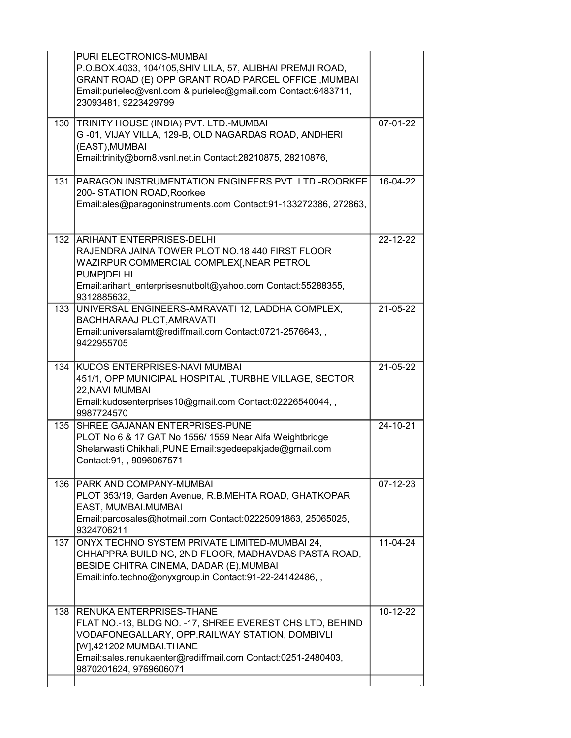| | | |
|---|---|---|
| | PURI ELECTRONICS-MUMBAI<br>P.O.BOX.4033, 104/105,SHIV LILA, 57, ALIBHAI PREMJI ROAD, GRANT ROAD (E) OPP GRANT ROAD PARCEL OFFICE ,MUMBAI<br>Email:purielec@vsnl.com & purielec@gmail.com Contact:6483711, 23093481, 9223429799 | |
| 130 | TRINITY HOUSE (INDIA) PVT. LTD.-MUMBAI<br>G -01, VIJAY VILLA, 129-B, OLD NAGARDAS ROAD, ANDHERI (EAST),MUMBAI<br>Email:trinity@bom8.vsnl.net.in Contact:28210875, 28210876, | 07-01-22 |
| 131 | PARAGON INSTRUMENTATION ENGINEERS PVT. LTD.-ROORKEE<br>200- STATION ROAD,Roorkee<br>Email:ales@paragoninstruments.com Contact:91-133272386, 272863, | 16-04-22 |
| 132 | ARIHANT ENTERPRISES-DELHI<br>RAJENDRA JAINA TOWER PLOT NO.18 440 FIRST FLOOR WAZIRPUR COMMERCIAL COMPLEX[,NEAR PETROL PUMP]DELHI<br>Email:arihant_enterprisesnutbolt@yahoo.com Contact:55288355, 9312885632, | 22-12-22 |
| 133 | UNIVERSAL ENGINEERS-AMRAVATI 12, LADDHA COMPLEX, BACHHARAAJ PLOT,AMRAVATI<br>Email:universalamt@rediffmail.com Contact:0721-2576643, , 9422955705 | 21-05-22 |
| 134 | KUDOS ENTERPRISES-NAVI MUMBAI<br>451/1, OPP MUNICIPAL HOSPITAL ,TURBHE VILLAGE, SECTOR 22,NAVI MUMBAI<br>Email:kudosenterprises10@gmail.com Contact:02226540044, , 9987724570 | 21-05-22 |
| 135 | SHREE GAJANAN ENTERPRISES-PUNE<br>PLOT No 6 & 17 GAT No 1556/ 1559 Near Aifa Weightbridge Shelarwasti Chikhali,PUNE Email:sgedeepakjade@gmail.com Contact:91, , 9096067571 | 24-10-21 |
| 136 | PARK AND COMPANY-MUMBAI<br>PLOT 353/19, Garden Avenue, R.B.MEHTA ROAD, GHATKOPAR EAST, MUMBAI.MUMBAI<br>Email:parcosales@hotmail.com Contact:02225091863, 25065025, 9324706211 | 07-12-23 |
| 137 | ONYX TECHNO SYSTEM PRIVATE LIMITED-MUMBAI 24, CHHAPPRA BUILDING, 2ND FLOOR, MADHAVDAS PASTA ROAD, BESIDE CHITRA CINEMA, DADAR (E),MUMBAI<br>Email:info.techno@onyxgroup.in Contact:91-22-24142486, , | 11-04-24 |
| 138 | RENUKA ENTERPRISES-THANE<br>FLAT NO.-13, BLDG NO. -17, SHREE EVEREST CHS LTD, BEHIND VODAFONEGALLARY, OPP.RAILWAY STATION, DOMBIVLI [W],421202 MUMBAI.THANE<br>Email:sales.renukaenter@rediffmail.com Contact:0251-2480403, 9870201624, 9769606071 | 10-12-22 |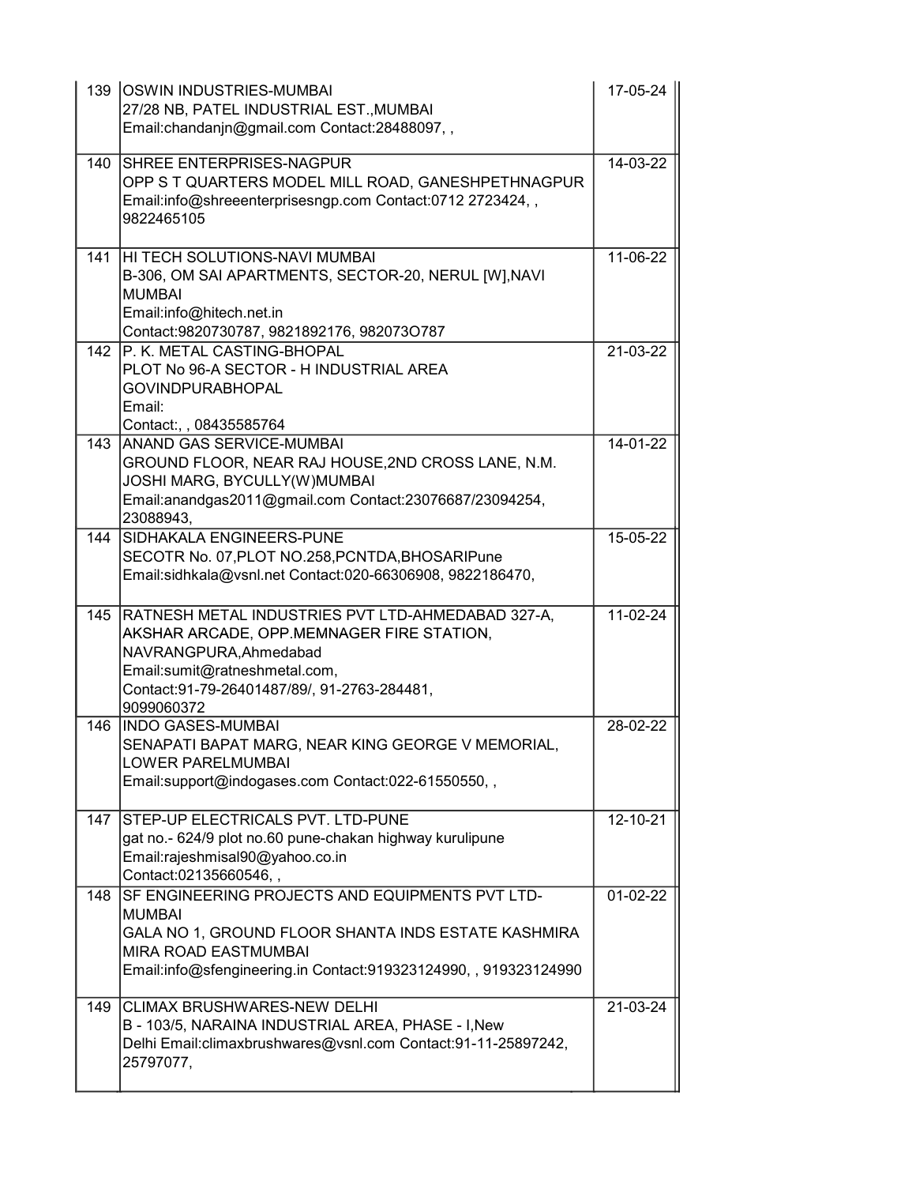| | | |
|---|---|---|
| 139 | OSWIN INDUSTRIES-MUMBAI<br>27/28 NB, PATEL INDUSTRIAL EST.,MUMBAI<br>Email:chandanjn@gmail.com Contact:28488097, , | 17-05-24 |
| 140 | SHREE ENTERPRISES-NAGPUR<br>OPP S T QUARTERS MODEL MILL ROAD, GANESHPETHNAGPUR<br>Email:info@shreeenterprisesngp.com Contact:0712 2723424, ,<br>9822465105 | 14-03-22 |
| 141 | HI TECH SOLUTIONS-NAVI MUMBAI<br>B-306, OM SAI APARTMENTS, SECTOR-20, NERUL [W],NAVI<br>MUMBAI<br>Email:info@hitech.net.in<br>Contact:9820730787, 9821892176, 982073O787 | 11-06-22 |
| 142 | P. K. METAL CASTING-BHOPAL<br>PLOT No 96-A SECTOR - H INDUSTRIAL AREA<br>GOVINDPURABHOPAL<br>Email:<br>Contact:, , 08435585764 | 21-03-22 |
| 143 | ANAND GAS SERVICE-MUMBAI<br>GROUND FLOOR, NEAR RAJ HOUSE,2ND CROSS LANE, N.M.<br>JOSHI MARG, BYCULLY(W)MUMBAI<br>Email:anandgas2011@gmail.com Contact:23076687/23094254,<br>23088943, | 14-01-22 |
| 144 | SIDHAKALA ENGINEERS-PUNE<br>SECOTR No. 07,PLOT NO.258,PCNTDA,BHOSARIPune<br>Email:sidhkala@vsnl.net Contact:020-66306908, 9822186470, | 15-05-22 |
| 145 | RATNESH METAL INDUSTRIES PVT LTD-AHMEDABAD 327-A,<br>AKSHAR ARCADE, OPP.MEMNAGER FIRE STATION,<br>NAVRANGPURA,Ahmedabad<br>Email:sumit@ratneshmetal.com,<br>Contact:91-79-26401487/89/, 91-2763-284481,<br>9099060372 | 11-02-24 |
| 146 | INDO GASES-MUMBAI<br>SENAPATI BAPAT MARG, NEAR KING GEORGE V MEMORIAL,<br>LOWER PARELMUMBAI<br>Email:support@indogases.com Contact:022-61550550, , | 28-02-22 |
| 147 | STEP-UP ELECTRICALS PVT. LTD-PUNE<br>gat no.- 624/9 plot no.60 pune-chakan highway kurulipune<br>Email:rajeshmisal90@yahoo.co.in<br>Contact:02135660546, , | 12-10-21 |
| 148 | SF ENGINEERING PROJECTS AND EQUIPMENTS PVT LTD-<br>MUMBAI<br>GALA NO 1, GROUND FLOOR SHANTA INDS ESTATE KASHMIRA<br>MIRA ROAD EASTMUMBAI<br>Email:info@sfengineering.in Contact:919323124990, , 919323124990 | 01-02-22 |
| 149 | CLIMAX BRUSHWARES-NEW DELHI<br>B - 103/5, NARAINA INDUSTRIAL AREA, PHASE - I,New<br>Delhi Email:climaxbrushwares@vsnl.com Contact:91-11-25897242,<br>25797077, | 21-03-24 |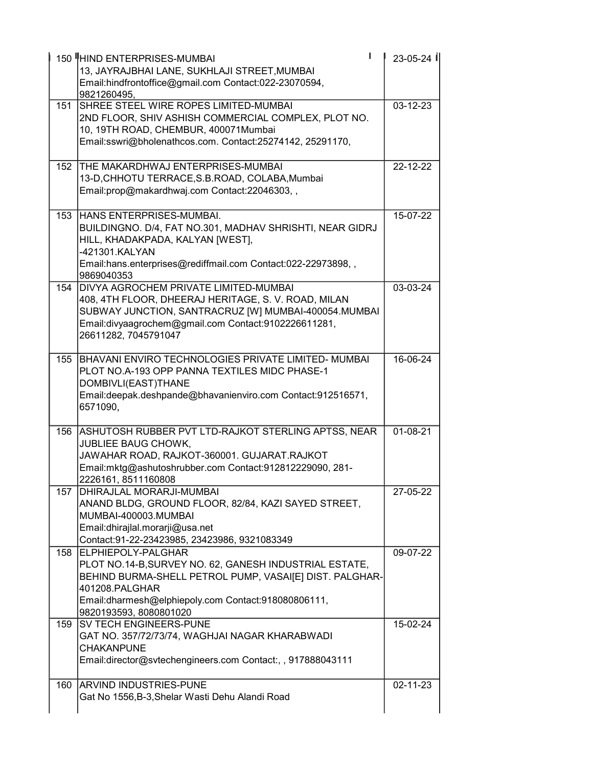| | | |
|---|---|---|
| 150 | HIND ENTERPRISES-MUMBAI<br>13, JAYRAJBHAI LANE, SUKHLAJI STREET,MUMBAI<br>Email:hindfrontoffice@gmail.com Contact:022-23070594, 9821260495, | 23-05-24 |
| 151 | SHREE STEEL WIRE ROPES LIMITED-MUMBAI<br>2ND FLOOR, SHIV ASHISH COMMERCIAL COMPLEX, PLOT NO. 10, 19TH ROAD, CHEMBUR, 400071Mumbai<br>Email:sswri@bholenathcos.com. Contact:25274142, 25291170, | 03-12-23 |
| 152 | THE MAKARDHWAJ ENTERPRISES-MUMBAI<br>13-D,CHHOTU TERRACE,S.B.ROAD, COLABA,Mumbai<br>Email:prop@makardhwaj.com Contact:22046303, , | 22-12-22 |
| 153 | HANS ENTERPRISES-MUMBAI.<br>BUILDINGNO. D/4, FAT NO.301, MADHAV SHRISHTI, NEAR GIDRJ HILL, KHADAKPADA, KALYAN [WEST],<br>-421301.KALYAN<br>Email:hans.enterprises@rediffmail.com Contact:022-22973898, , 9869040353 | 15-07-22 |
| 154 | DIVYA AGROCHEM PRIVATE LIMITED-MUMBAI<br>408, 4TH FLOOR, DHEERAJ HERITAGE, S. V. ROAD, MILAN SUBWAY JUNCTION, SANTRACRUZ [W] MUMBAI-400054.MUMBAI<br>Email:divyaagrochem@gmail.com Contact:9102226611281, 26611282, 7045791047 | 03-03-24 |
| 155 | BHAVANI ENVIRO TECHNOLOGIES PRIVATE LIMITED- MUMBAI<br>PLOT NO.A-193 OPP PANNA TEXTILES MIDC PHASE-1 DOMBIVLI(EAST)THANE<br>Email:deepak.deshpande@bhavanienviro.com Contact:912516571, 6571090, | 16-06-24 |
| 156 | ASHUTOSH RUBBER PVT LTD-RAJKOT STERLING APTSS, NEAR JUBLIEE BAUG CHOWK,<br>JAWAHAR ROAD, RAJKOT-360001. GUJARAT.RAJKOT<br>Email:mktg@ashutoshrubber.com Contact:912812229090, 281-2226161, 8511160808 | 01-08-21 |
| 157 | DHIRAJLAL MORARJI-MUMBAI<br>ANAND BLDG, GROUND FLOOR, 82/84, KAZI SAYED STREET, MUMBAI-400003.MUMBAI<br>Email:dhirajlal.morarji@usa.net<br>Contact:91-22-23423985, 23423986, 9321083349 | 27-05-22 |
| 158 | ELPHIEPOLY-PALGHAR<br>PLOT NO.14-B,SURVEY NO. 62, GANESH INDUSTRIAL ESTATE, BEHIND BURMA-SHELL PETROL PUMP, VASAI[E] DIST. PALGHAR-401208.PALGHAR<br>Email:dharmesh@elphiepoly.com Contact:918080806111, 9820193593, 8080801020 | 09-07-22 |
| 159 | SV TECH ENGINEERS-PUNE<br>GAT NO. 357/72/73/74, WAGHJAI NAGAR KHARABWADI CHAKANPUNE<br>Email:director@svtechengineers.com Contact:, , 917888043111 | 15-02-24 |
| 160 | ARVIND INDUSTRIES-PUNE<br>Gat No 1556,B-3,Shelar Wasti Dehu Alandi Road | 02-11-23 |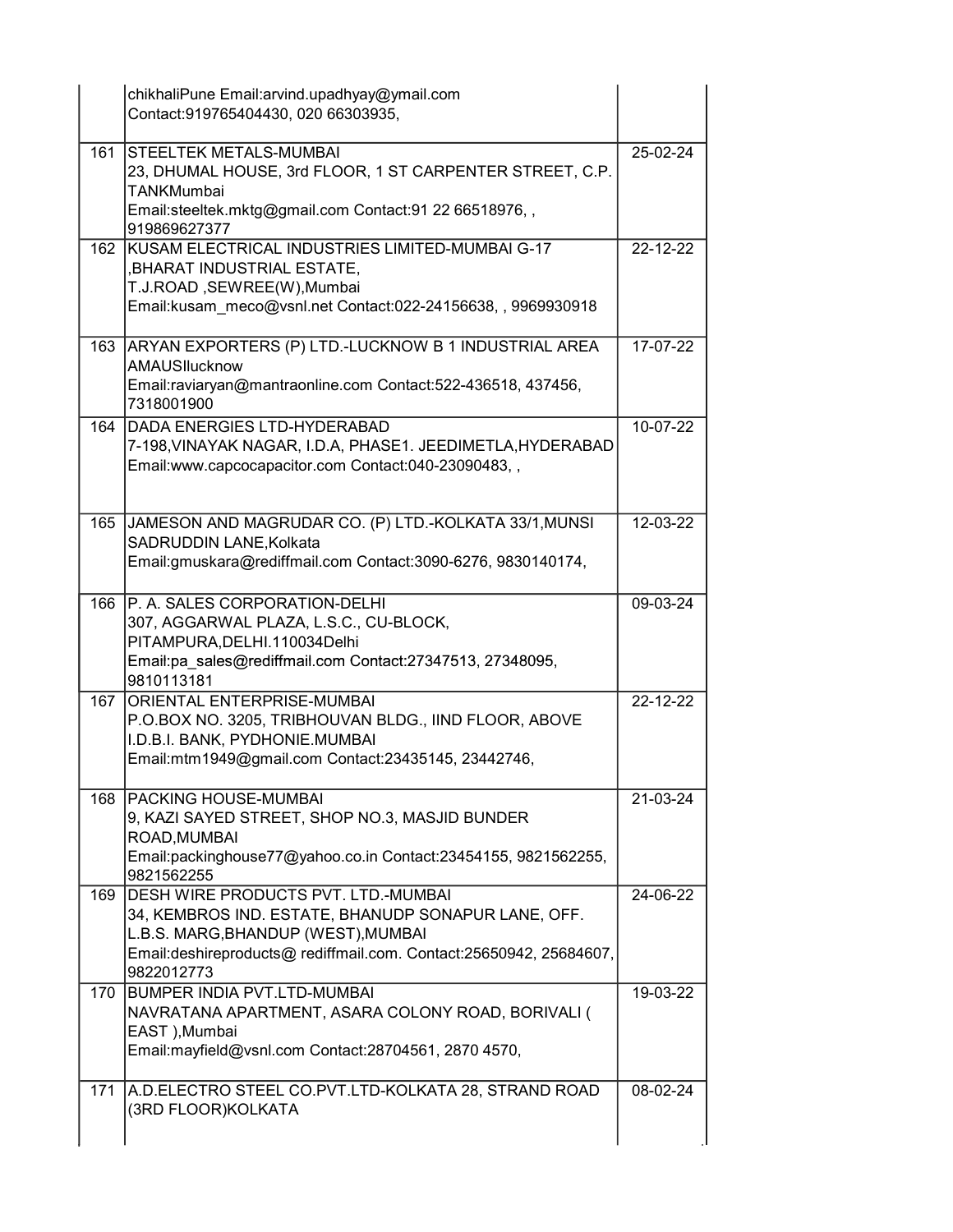| | | |
|---|---|---|
| | chikhaliPune Email:arvind.upadhyay@ymail.com Contact:919765404430, 020 66303935, | |
| 161 | STEELTEK METALS-MUMBAI<br>23, DHUMAL HOUSE, 3rd FLOOR, 1 ST CARPENTER STREET, C.P. TANKMumbai<br>Email:steeltek.mktg@gmail.com Contact:91 22 66518976, , 919869627377 | 25-02-24 |
| 162 | KUSAM ELECTRICAL INDUSTRIES LIMITED-MUMBAI G-17 ,BHARAT INDUSTRIAL ESTATE,<br>T.J.ROAD ,SEWREE(W),Mumbai<br>Email:kusam_meco@vsnl.net Contact:022-24156638, , 9969930918 | 22-12-22 |
| 163 | ARYAN EXPORTERS (P) LTD.-LUCKNOW B 1 INDUSTRIAL AREA AMAUSIlucknow<br>Email:raviaryan@mantraonline.com Contact:522-436518, 437456, 7318001900 | 17-07-22 |
| 164 | DADA ENERGIES LTD-HYDERABAD<br>7-198,VINAYAK NAGAR, I.D.A, PHASE1. JEEDIMETLA,HYDERABAD<br>Email:www.capcocapacitor.com Contact:040-23090483, , | 10-07-22 |
| 165 | JAMESON AND MAGRUDAR CO. (P) LTD.-KOLKATA 33/1,MUNSI SADRUDDIN LANE,Kolkata<br>Email:gmuskara@rediffmail.com Contact:3090-6276, 9830140174, | 12-03-22 |
| 166 | P. A. SALES CORPORATION-DELHI<br>307, AGGARWAL PLAZA, L.S.C., CU-BLOCK, PITAMPURA,DELHI.110034Delhi<br>Email:pa_sales@rediffmail.com Contact:27347513, 27348095, 9810113181 | 09-03-24 |
| 167 | ORIENTAL ENTERPRISE-MUMBAI<br>P.O.BOX NO. 3205, TRIBHOUVAN BLDG., IIND FLOOR, ABOVE I.D.B.I. BANK, PYDHONIE.MUMBAI<br>Email:mtm1949@gmail.com Contact:23435145, 23442746, | 22-12-22 |
| 168 | PACKING HOUSE-MUMBAI<br>9, KAZI SAYED STREET, SHOP NO.3, MASJID BUNDER ROAD,MUMBAI<br>Email:packinghouse77@yahoo.co.in Contact:23454155, 9821562255, 9821562255 | 21-03-24 |
| 169 | DESH WIRE PRODUCTS PVT. LTD.-MUMBAI<br>34, KEMBROS IND. ESTATE, BHANUDP SONAPUR LANE, OFF. L.B.S. MARG,BHANDUP (WEST),MUMBAI<br>Email:deshireproducts@ rediffmail.com. Contact:25650942, 25684607, 9822012773 | 24-06-22 |
| 170 | BUMPER INDIA PVT.LTD-MUMBAI<br>NAVRATANA APARTMENT, ASARA COLONY ROAD, BORIVALI ( EAST ),Mumbai<br>Email:mayfield@vsnl.com Contact:28704561, 2870 4570, | 19-03-22 |
| 171 | A.D.ELECTRO STEEL CO.PVT.LTD-KOLKATA 28, STRAND ROAD (3RD FLOOR)KOLKATA | 08-02-24 |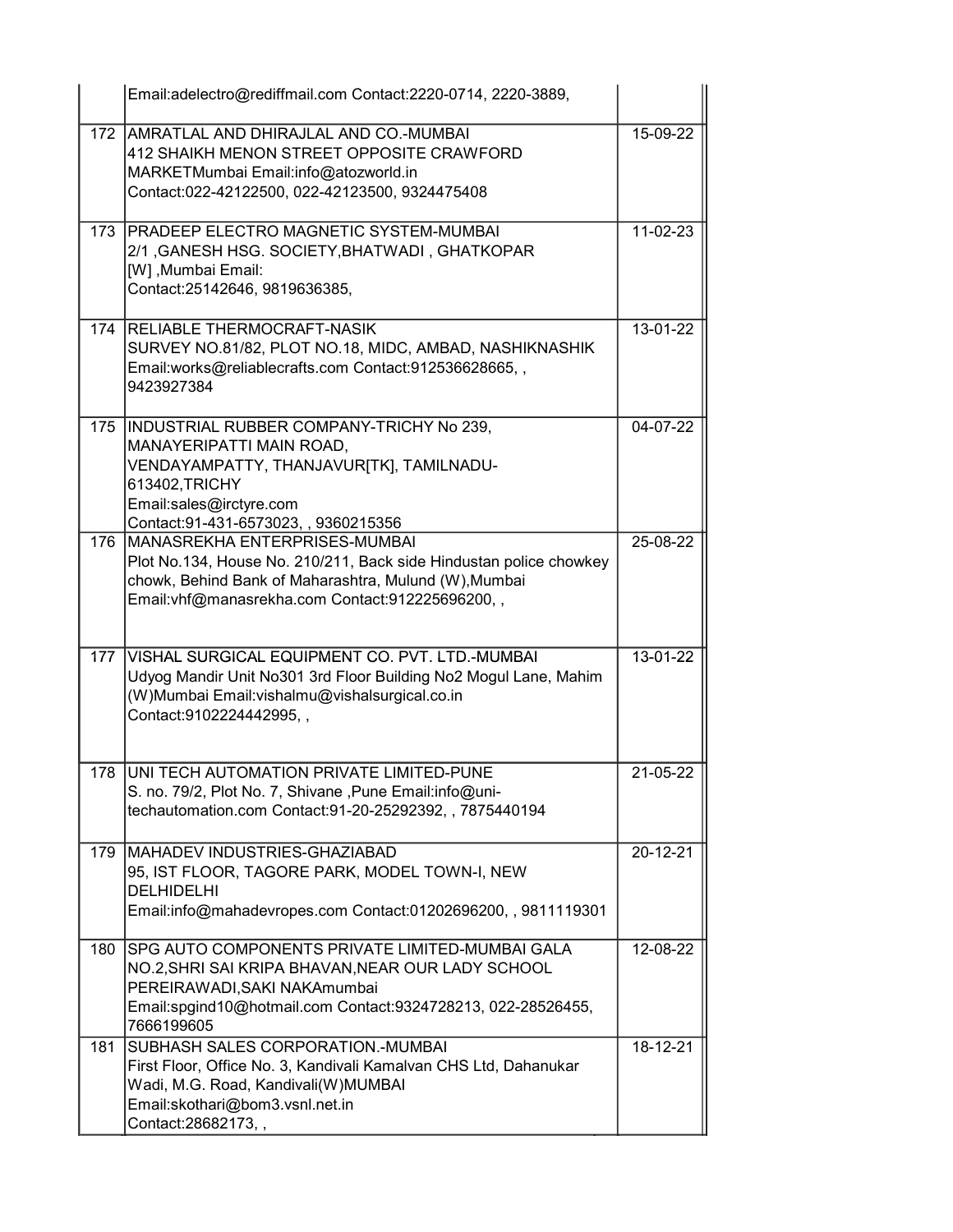| | | |
|---|---|---|
| | Email:adelectro@rediffmail.com Contact:2220-0714, 2220-3889, | |
| 172 | AMRATLAL AND DHIRAJLAL AND CO.-MUMBAI<br>412 SHAIKH MENON STREET OPPOSITE CRAWFORD MARKETMumbai Email:info@atozworld.in<br>Contact:022-42122500, 022-42123500, 9324475408 | 15-09-22 |
| 173 | PRADEEP ELECTRO MAGNETIC SYSTEM-MUMBAI<br>2/1 ,GANESH HSG. SOCIETY,BHATWADI , GHATKOPAR [W] ,Mumbai Email:<br>Contact:25142646, 9819636385, | 11-02-23 |
| 174 | RELIABLE THERMOCRAFT-NASIK<br>SURVEY NO.81/82, PLOT NO.18, MIDC, AMBAD, NASHIKNASHIK<br>Email:works@reliablecrafts.com Contact:912536628665, , 9423927384 | 13-01-22 |
| 175 | INDUSTRIAL RUBBER COMPANY-TRICHY No 239, MANAYERIPATTI MAIN ROAD, VENDAYAMPATTY, THANJAVUR[TK], TAMILNADU-613402,TRICHY<br>Email:sales@irctyre.com<br>Contact:91-431-6573023, , 9360215356 | 04-07-22 |
| 176 | MANASREKHA ENTERPRISES-MUMBAI<br>Plot No.134, House No. 210/211, Back side Hindustan police chowkey chowk, Behind Bank of Maharashtra, Mulund (W),Mumbai<br>Email:vhf@manasrekha.com Contact:912225696200, , | 25-08-22 |
| 177 | VISHAL SURGICAL EQUIPMENT CO. PVT. LTD.-MUMBAI<br>Udyog Mandir Unit No301 3rd Floor Building No2 Mogul Lane, Mahim (W)Mumbai Email:vishalmu@vishalsurgical.co.in<br>Contact:9102224442995, , | 13-01-22 |
| 178 | UNI TECH AUTOMATION PRIVATE LIMITED-PUNE<br>S. no. 79/2, Plot No. 7, Shivane ,Pune Email:info@uni-techautomation.com Contact:91-20-25292392, , 7875440194 | 21-05-22 |
| 179 | MAHADEV INDUSTRIES-GHAZIABAD<br>95, IST FLOOR, TAGORE PARK, MODEL TOWN-I, NEW DELHIDELHI<br>Email:info@mahadevropes.com Contact:01202696200, , 9811119301 | 20-12-21 |
| 180 | SPG AUTO COMPONENTS PRIVATE LIMITED-MUMBAI GALA NO.2,SHRI SAI KRIPA BHAVAN,NEAR OUR LADY SCHOOL PEREIRAWADI,SAKI NAKAmumbai<br>Email:spgind10@hotmail.com Contact:9324728213, 022-28526455, 7666199605 | 12-08-22 |
| 181 | SUBHASH SALES CORPORATION.-MUMBAI<br>First Floor, Office No. 3, Kandivali Kamalvan CHS Ltd, Dahanukar Wadi, M.G. Road, Kandivali(W)MUMBAI<br>Email:skothari@bom3.vsnl.net.in<br>Contact:28682173, , | 18-12-21 |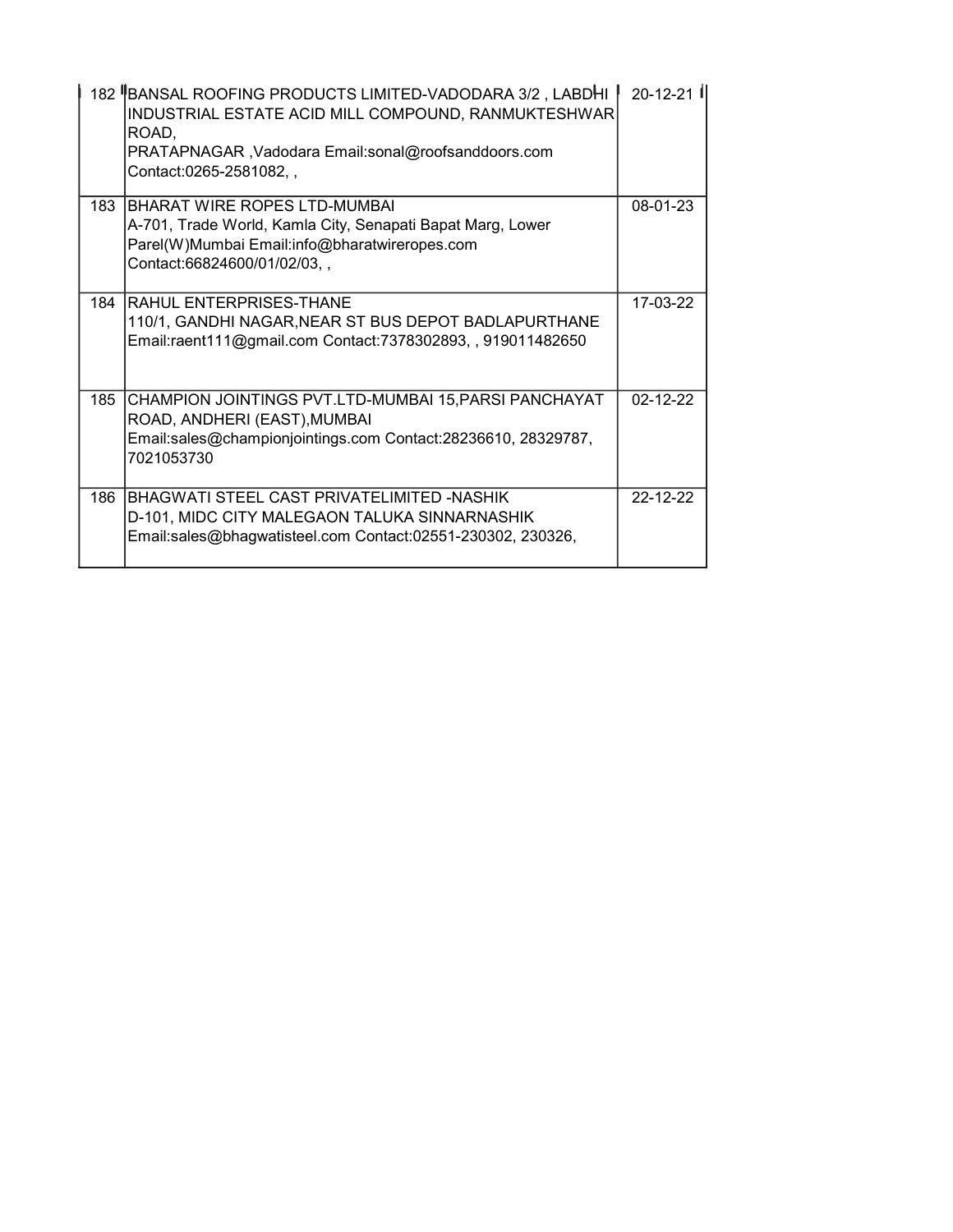| | | |
|---|---|---|
| 182 | BANSAL ROOFING PRODUCTS LIMITED-VADODARA 3/2 , LABDHI INDUSTRIAL ESTATE ACID MILL COMPOUND, RANMUKTESHWAR ROAD,<br>PRATAPNAGAR ,Vadodara Email:sonal@roofsanddoors.com Contact:0265-2581082, , | 20-12-21 |
| 183 | BHARAT WIRE ROPES LTD-MUMBAI<br>A-701, Trade World, Kamla City, Senapati Bapat Marg, Lower Parel(W)Mumbai Email:info@bharatwireropes.com Contact:66824600/01/02/03, , | 08-01-23 |
| 184 | RAHUL ENTERPRISES-THANE<br>110/1, GANDHI NAGAR,NEAR ST BUS DEPOT BADLAPURTHANE Email:raent111@gmail.com Contact:7378302893, , 919011482650 | 17-03-22 |
| 185 | CHAMPION JOINTINGS PVT.LTD-MUMBAI 15,PARSI PANCHAYAT ROAD, ANDHERI (EAST),MUMBAI Email:sales@championjointings.com Contact:28236610, 28329787, 7021053730 | 02-12-22 |
| 186 | BHAGWATI STEEL CAST PRIVATELIMITED -NASHIK<br>D-101, MIDC CITY MALEGAON TALUKA SINNARNASHIK Email:sales@bhagwatisteel.com Contact:02551-230302, 230326, | 22-12-22 |